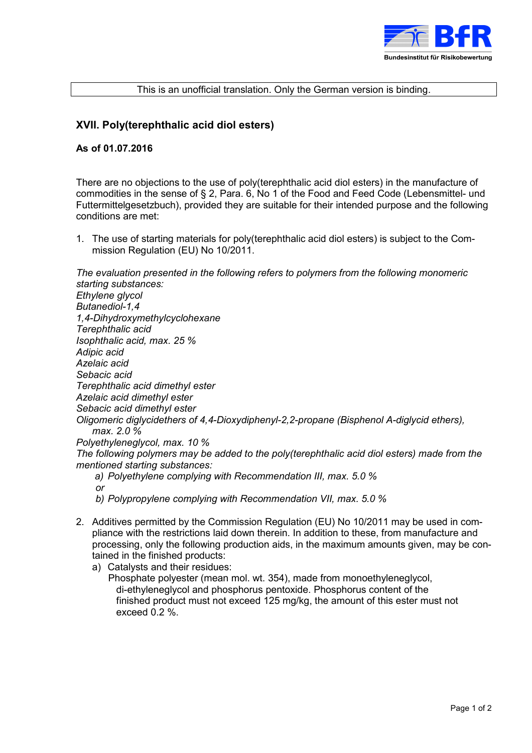This is an unofficial translation. Only the German version is binding.

## XVII. Poly(terephthalic acid diol esters)

**As of 01.07.2016**

There are no objections to the use of poly(terephthalic acid diol esters) in the manufacture of commodities in the sense of § 2, Para. 6, No 1 of the Food and Feed Code (Lebensmittel- und Futtermittelgesetzbuch), provided they are suitable for their intended purpose and the following conditions are met:

1. The use of starting materials for poly(terephthalic acid diol esters) is subject to the Commission Regulation (EU) No 10/2011.

*The evaluation presented in the following refers to polymers from the following monomeric starting substances:*
*Ethylene glycol*
*Butanediol-1,4*
*1,4-Dihydroxymethylcyclohexane*
*Terephthalic acid*
*Isophthalic acid, max. 25 %*
*Adipic acid*
*Azelaic acid*
*Sebacic acid*
*Terephthalic acid dimethyl ester*
*Azelaic acid dimethyl ester*
*Sebacic acid dimethyl ester*
*Oligomeric diglycidethers of 4,4-Dioxydiphenyl-2,2-propane (Bisphenol A-diglycid ethers), max. 2.0 %*
*Polyethyleneglycol, max. 10 %*
*The following polymers may be added to the poly(terephthalic acid diol esters) made from the mentioned starting substances:*

*a) Polyethylene complying with Recommendation III, max. 5.0 %*
*or*
*b) Polypropylene complying with Recommendation VII, max. 5.0 %*

2. Additives permitted by the Commission Regulation (EU) No 10/2011 may be used in compliance with the restrictions laid down therein. In addition to these, from manufacture and processing, only the following production aids, in the maximum amounts given, may be contained in the finished products:
   a) Catalysts and their residues:
      Phosphate polyester (mean mol. wt. 354), made from monoethyleneglycol, di-ethyleneglycol and phosphorus pentoxide. Phosphorus content of the finished product must not exceed 125 mg/kg, the amount of this ester must not exceed 0.2 %.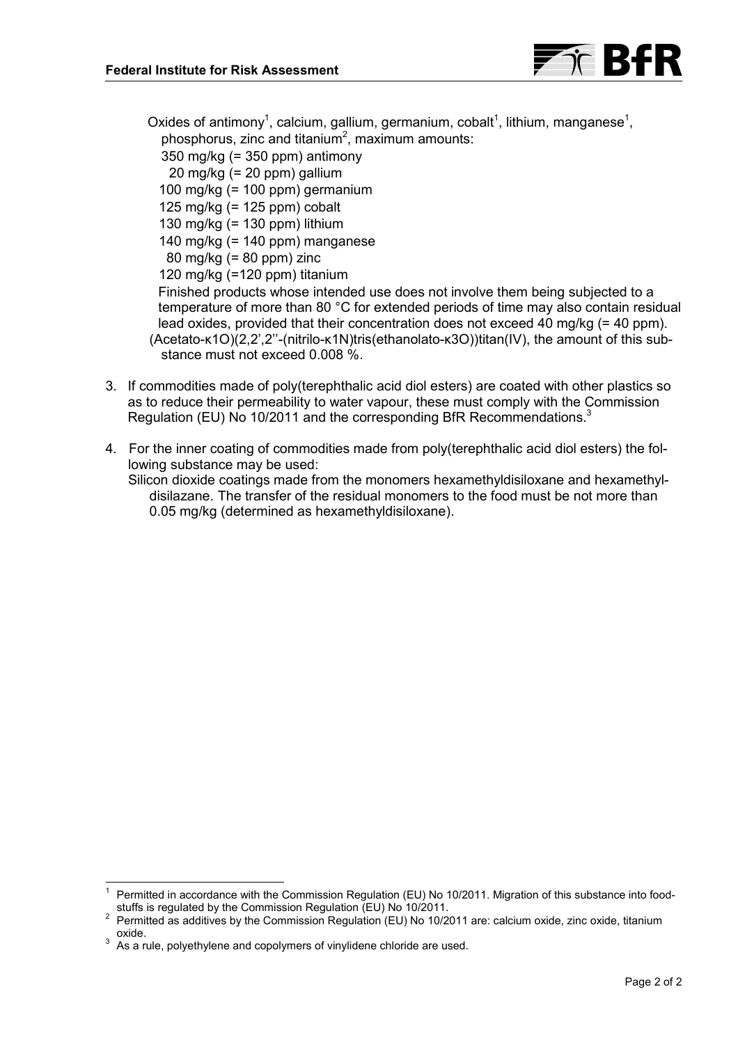Oxides of antimony[1], calcium, gallium, germanium, cobalt[1], lithium, manganese[1], phosphorus, zinc and titanium[2], maximum amounts:

350 mg/kg (= 350 ppm) antimony
20 mg/kg (= 20 ppm) gallium
100 mg/kg (= 100 ppm) germanium
125 mg/kg (= 125 ppm) cobalt
130 mg/kg (= 130 ppm) lithium
140 mg/kg (= 140 ppm) manganese
80 mg/kg (= 80 ppm) zinc
120 mg/kg (=120 ppm) titanium

Finished products whose intended use does not involve them being subjected to a temperature of more than 80 °C for extended periods of time may also contain residual lead oxides, provided that their concentration does not exceed 40 mg/kg (= 40 ppm).

(Acetato-κ1O)(2,2',2''-(nitrilo-κ1N)tris(ethanolato-κ3O))titan(IV), the amount of this substance must not exceed 0.008 %.

3. If commodities made of poly(terephthalic acid diol esters) are coated with other plastics so as to reduce their permeability to water vapour, these must comply with the Commission Regulation (EU) No 10/2011 and the corresponding BfR Recommendations.[3]

4. For the inner coating of commodities made from poly(terephthalic acid diol esters) the following substance may be used:
   Silicon dioxide coatings made from the monomers hexamethyldisiloxane and hexamethyldisilazane. The transfer of the residual monomers to the food must be not more than 0.05 mg/kg (determined as hexamethyldisiloxane).

---

[1] Permitted in accordance with the Commission Regulation (EU) No 10/2011. Migration of this substance into foodstuffs is regulated by the Commission Regulation (EU) No 10/2011.

[2] Permitted as additives by the Commission Regulation (EU) No 10/2011 are: calcium oxide, zinc oxide, titanium oxide.

[3] As a rule, polyethylene and copolymers of vinylidene chloride are used.